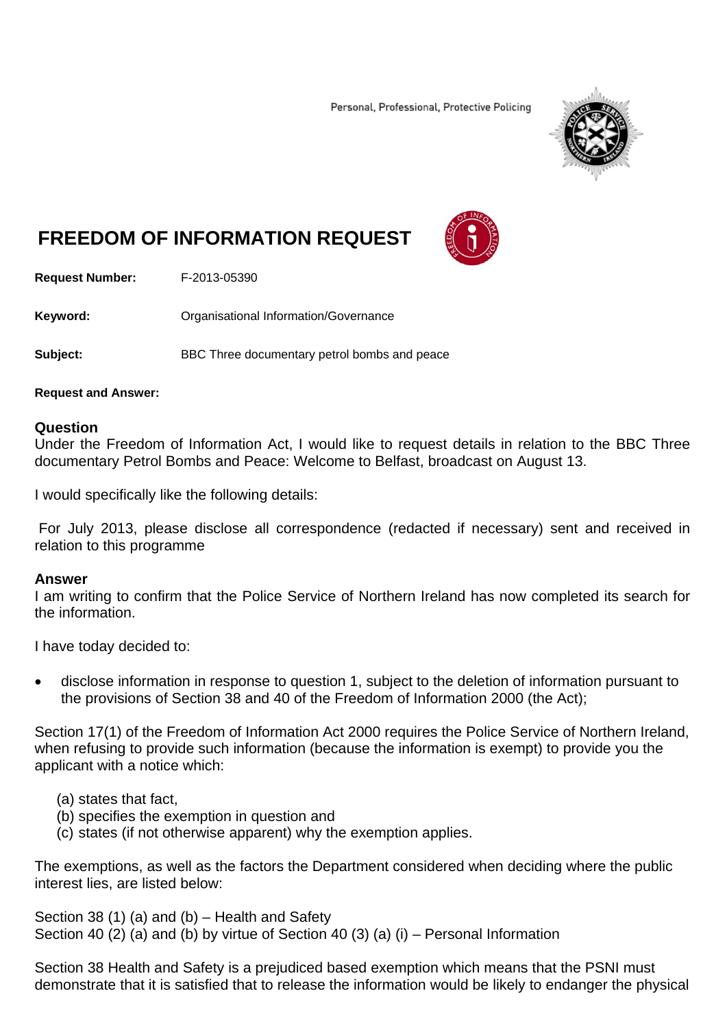Personal, Professional, Protective Policing

# FREEDOM OF INFORMATION REQUEST

**Request Number:** F-2013-05390

**Keyword:** Organisational Information/Governance

**Subject:** BBC Three documentary petrol bombs and peace

**Request and Answer:**

## Question

Under the Freedom of Information Act, I would like to request details in relation to the BBC Three documentary Petrol Bombs and Peace: Welcome to Belfast, broadcast on August 13.

I would specifically like the following details:

For July 2013, please disclose all correspondence (redacted if necessary) sent and received in relation to this programme

## Answer

I am writing to confirm that the Police Service of Northern Ireland has now completed its search for the information.

I have today decided to:

- disclose information in response to question 1, subject to the deletion of information pursuant to the provisions of Section 38 and 40 of the Freedom of Information 2000 (the Act);

Section 17(1) of the Freedom of Information Act 2000 requires the Police Service of Northern Ireland, when refusing to provide such information (because the information is exempt) to provide you the applicant with a notice which:

(a) states that fact,
(b) specifies the exemption in question and
(c) states (if not otherwise apparent) why the exemption applies.

The exemptions, as well as the factors the Department considered when deciding where the public interest lies, are listed below:

Section 38 (1) (a) and (b) – Health and Safety
Section 40 (2) (a) and (b) by virtue of Section 40 (3) (a) (i) – Personal Information

Section 38 Health and Safety is a prejudiced based exemption which means that the PSNI must demonstrate that it is satisfied that to release the information would be likely to endanger the physical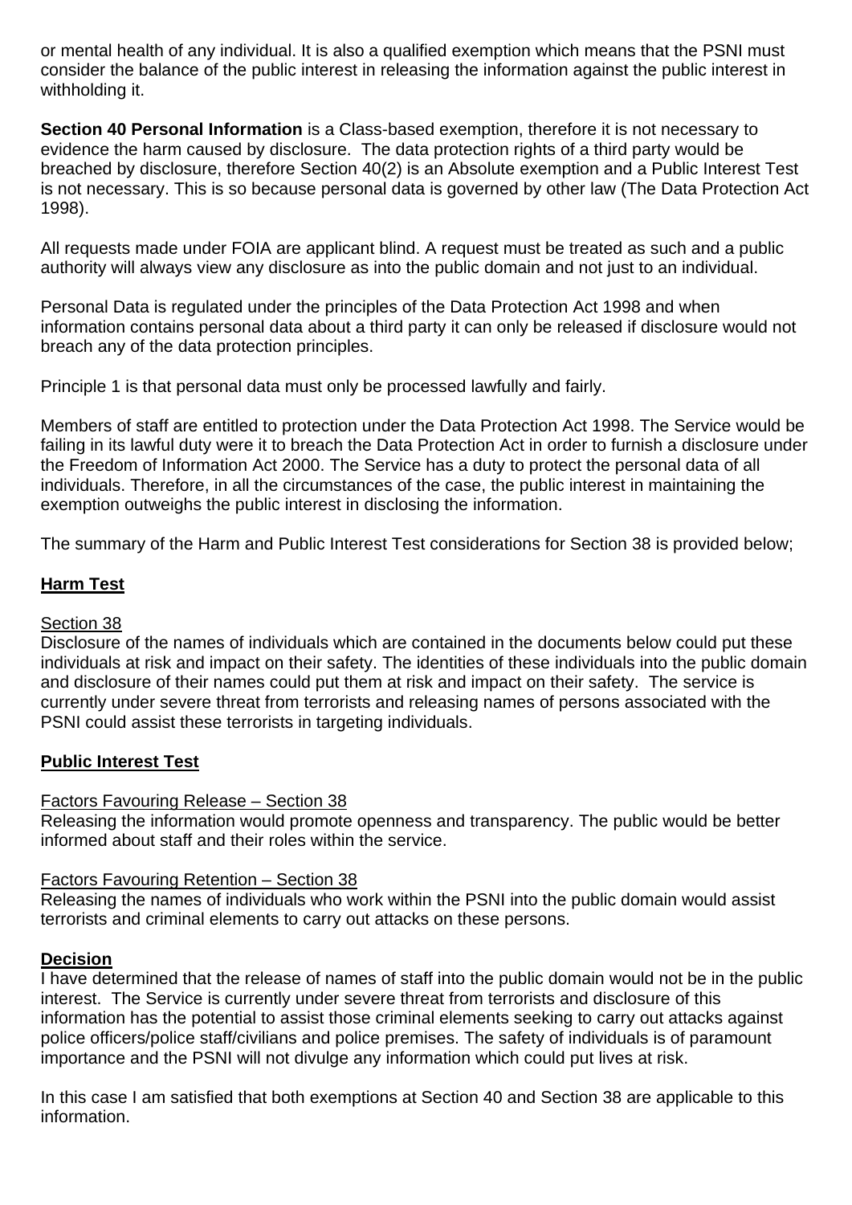or mental health of any individual. It is also a qualified exemption which means that the PSNI must consider the balance of the public interest in releasing the information against the public interest in withholding it.

**Section 40 Personal Information** is a Class-based exemption, therefore it is not necessary to evidence the harm caused by disclosure. The data protection rights of a third party would be breached by disclosure, therefore Section 40(2) is an Absolute exemption and a Public Interest Test is not necessary. This is so because personal data is governed by other law (The Data Protection Act 1998).

All requests made under FOIA are applicant blind. A request must be treated as such and a public authority will always view any disclosure as into the public domain and not just to an individual.

Personal Data is regulated under the principles of the Data Protection Act 1998 and when information contains personal data about a third party it can only be released if disclosure would not breach any of the data protection principles.

Principle 1 is that personal data must only be processed lawfully and fairly.

Members of staff are entitled to protection under the Data Protection Act 1998. The Service would be failing in its lawful duty were it to breach the Data Protection Act in order to furnish a disclosure under the Freedom of Information Act 2000. The Service has a duty to protect the personal data of all individuals. Therefore, in all the circumstances of the case, the public interest in maintaining the exemption outweighs the public interest in disclosing the information.

The summary of the Harm and Public Interest Test considerations for Section 38 is provided below;

**Harm Test**

Section 38
Disclosure of the names of individuals which are contained in the documents below could put these individuals at risk and impact on their safety. The identities of these individuals into the public domain and disclosure of their names could put them at risk and impact on their safety. The service is currently under severe threat from terrorists and releasing names of persons associated with the PSNI could assist these terrorists in targeting individuals.

**Public Interest Test**

Factors Favouring Release – Section 38
Releasing the information would promote openness and transparency. The public would be better informed about staff and their roles within the service.

Factors Favouring Retention – Section 38
Releasing the names of individuals who work within the PSNI into the public domain would assist terrorists and criminal elements to carry out attacks on these persons.

**Decision**
I have determined that the release of names of staff into the public domain would not be in the public interest. The Service is currently under severe threat from terrorists and disclosure of this information has the potential to assist those criminal elements seeking to carry out attacks against police officers/police staff/civilians and police premises. The safety of individuals is of paramount importance and the PSNI will not divulge any information which could put lives at risk.

In this case I am satisfied that both exemptions at Section 40 and Section 38 are applicable to this information.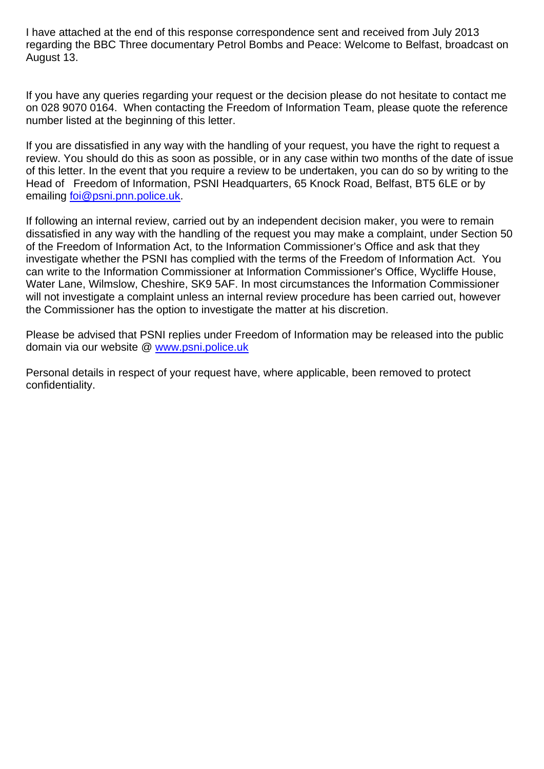I have attached at the end of this response correspondence sent and received from July 2013 regarding the BBC Three documentary Petrol Bombs and Peace: Welcome to Belfast, broadcast on August 13.

If you have any queries regarding your request or the decision please do not hesitate to contact me on 028 9070 0164. When contacting the Freedom of Information Team, please quote the reference number listed at the beginning of this letter.

If you are dissatisfied in any way with the handling of your request, you have the right to request a review. You should do this as soon as possible, or in any case within two months of the date of issue of this letter. In the event that you require a review to be undertaken, you can do so by writing to the Head of Freedom of Information, PSNI Headquarters, 65 Knock Road, Belfast, BT5 6LE or by emailing foi@psni.pnn.police.uk.

If following an internal review, carried out by an independent decision maker, you were to remain dissatisfied in any way with the handling of the request you may make a complaint, under Section 50 of the Freedom of Information Act, to the Information Commissioner's Office and ask that they investigate whether the PSNI has complied with the terms of the Freedom of Information Act. You can write to the Information Commissioner at Information Commissioner's Office, Wycliffe House, Water Lane, Wilmslow, Cheshire, SK9 5AF. In most circumstances the Information Commissioner will not investigate a complaint unless an internal review procedure has been carried out, however the Commissioner has the option to investigate the matter at his discretion.

Please be advised that PSNI replies under Freedom of Information may be released into the public domain via our website @ www.psni.police.uk

Personal details in respect of your request have, where applicable, been removed to protect confidentiality.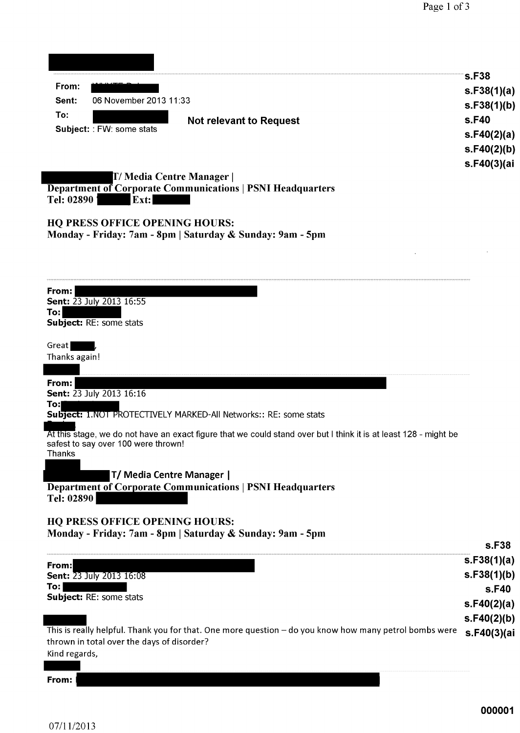**From:** 

**Sent:** 06 November 2013 11:33

**To:** 

**Subject:** : FW: some stats

**Not relevant to Request**

s.F38
s.F38(1)(a)
s.F38(1)(b)
s.F40
s.F40(2)(a)
s.F40(2)(b)
s.F40(3)(ai

**T/ Media Centre Manager |**
**Department of Corporate Communications | PSNI Headquarters**
**Tel: 02890 Ext:**

**HQ PRESS OFFICE OPENING HOURS:**
**Monday - Friday: 7am - 8pm | Saturday & Sunday: 9am - 5pm**

---

**From:** 
**Sent:** 23 July 2013 16:55
**To:** 
**Subject:** RE: some stats

Great ,
Thanks again!

---

**From:** 
**Sent:** 23 July 2013 16:16
**To:** 
**Subject:** 1.NOT PROTECTIVELY MARKED-All Networks:: RE: some stats

At this stage, we do not have an exact figure that we could stand over but I think it is at least 128 - might be safest to say over 100 were thrown!
Thanks

**T/ Media Centre Manager |**
**Department of Corporate Communications | PSNI Headquarters**
**Tel: 02890**

**HQ PRESS OFFICE OPENING HOURS:**
**Monday - Friday: 7am - 8pm | Saturday & Sunday: 9am - 5pm**

s.F38
s.F38(1)(a)
s.F38(1)(b)
s.F40
s.F40(2)(a)
s.F40(2)(b)
s.F40(3)(ai

---

**From:** 
**Sent:** 23 July 2013 16:08
**To:** 
**Subject:** RE: some stats

This is really helpful. Thank you for that. One more question – do you know how many petrol bombs were thrown in total over the days of disorder?
Kind regards,

---

**From:** 

000001

07/11/2013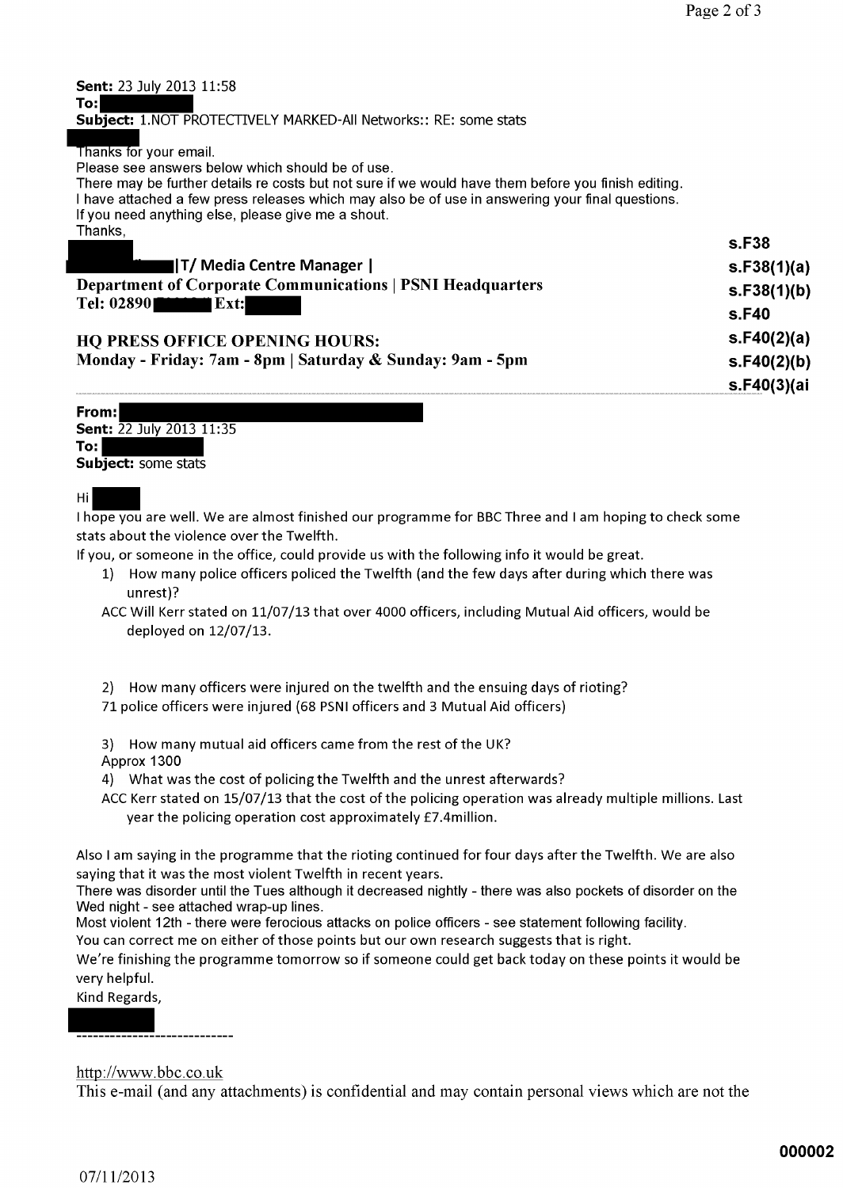**Sent:** 23 July 2013 11:58
**To:** 
**Subject:** 1.NOT PROTECTIVELY MARKED-All Networks:: RE: some stats

Thanks for your email.
Please see answers below which should be of use.
There may be further details re costs but not sure if we would have them before you finish editing.
I have attached a few press releases which may also be of use in answering your final questions.
If you need anything else, please give me a shout.
Thanks,

**|T/ Media Centre Manager |**
**Department of Corporate Communications | PSNI Headquarters**
**Tel: 02890 Ext:**

**HQ PRESS OFFICE OPENING HOURS:**
**Monday - Friday: 7am - 8pm | Saturday & Sunday: 9am - 5pm**

**s.F38**
**s.F38(1)(a)**
**s.F38(1)(b)**
**s.F40**
**s.F40(2)(a)**
**s.F40(2)(b)**
**s.F40(3)(ai**

---

**From:** 
**Sent:** 22 July 2013 11:35
**To:** 
**Subject:** some stats

Hi

I hope you are well. We are almost finished our programme for BBC Three and I am hoping to check some stats about the violence over the Twelfth.

If you, or someone in the office, could provide us with the following info it would be great.

1) How many police officers policed the Twelfth (and the few days after during which there was unrest)?
   ACC Will Kerr stated on 11/07/13 that over 4000 officers, including Mutual Aid officers, would be deployed on 12/07/13.

2) How many officers were injured on the twelfth and the ensuing days of rioting?
   71 police officers were injured (68 PSNI officers and 3 Mutual Aid officers)

3) How many mutual aid officers came from the rest of the UK?
   Approx 1300

4) What was the cost of policing the Twelfth and the unrest afterwards?
   ACC Kerr stated on 15/07/13 that the cost of the policing operation was already multiple millions. Last year the policing operation cost approximately £7.4million.

Also I am saying in the programme that the rioting continued for four days after the Twelfth. We are also saying that it was the most violent Twelfth in recent years.
There was disorder until the Tues although it decreased nightly - there was also pockets of disorder on the Wed night - see attached wrap-up lines.
Most violent 12th - there were ferocious attacks on police officers - see statement following facility.
You can correct me on either of those points but our own research suggests that is right.
We're finishing the programme tomorrow so if someone could get back today on these points it would be very helpful.
Kind Regards,

----------------------------

http://www.bbc.co.uk
This e-mail (and any attachments) is confidential and may contain personal views which are not the

000002

07/11/2013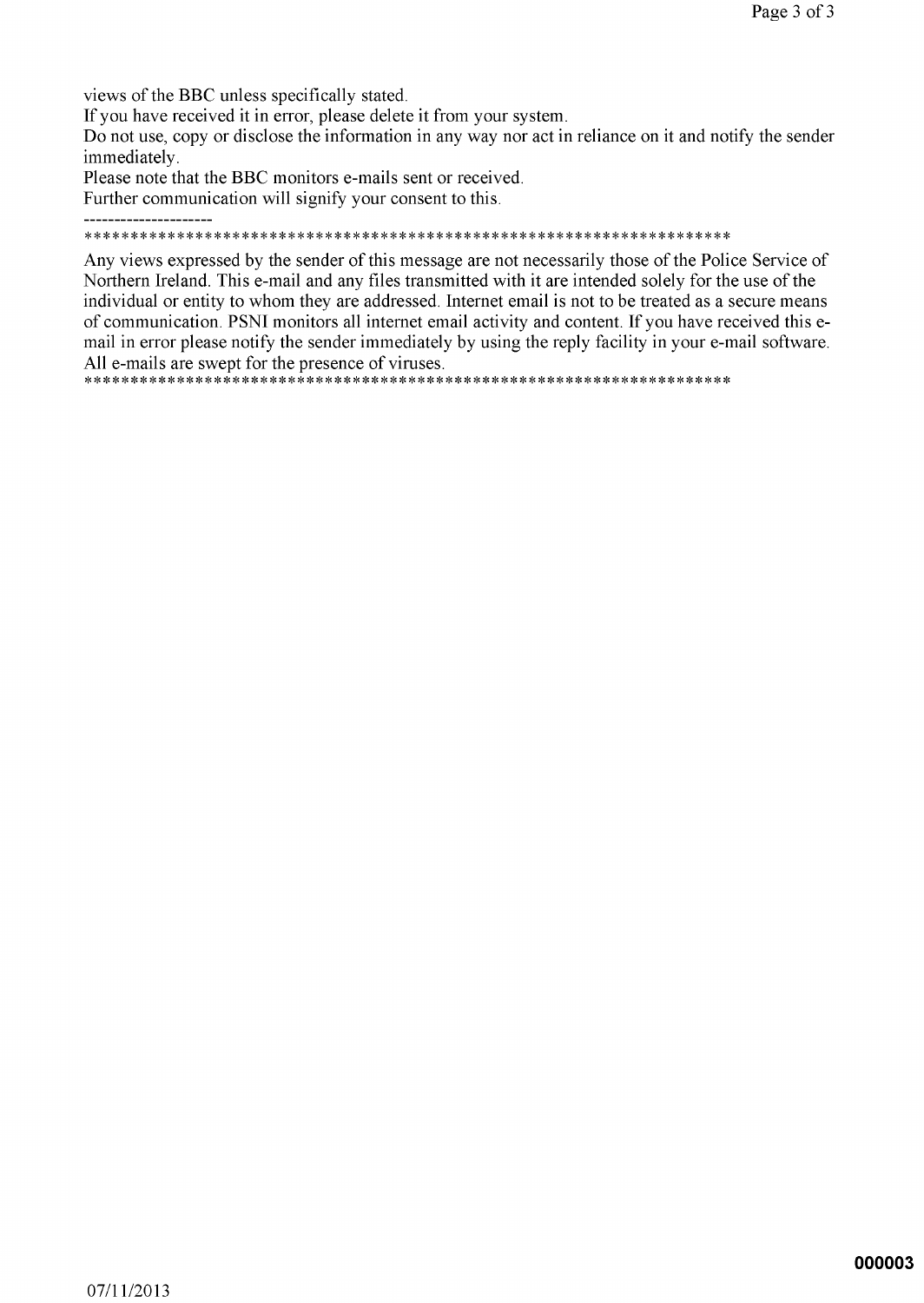views of the BBC unless specifically stated.
If you have received it in error, please delete it from your system.
Do not use, copy or disclose the information in any way nor act in reliance on it and notify the sender immediately.
Please note that the BBC monitors e-mails sent or received.
Further communication will signify your consent to this.

---------------------

************************************************************************

Any views expressed by the sender of this message are not necessarily those of the Police Service of Northern Ireland. This e-mail and any files transmitted with it are intended solely for the use of the individual or entity to whom they are addressed. Internet email is not to be treated as a secure means of communication. PSNI monitors all internet email activity and content. If you have received this e-mail in error please notify the sender immediately by using the reply facility in your e-mail software. All e-mails are swept for the presence of viruses.

************************************************************************

000003

07/11/2013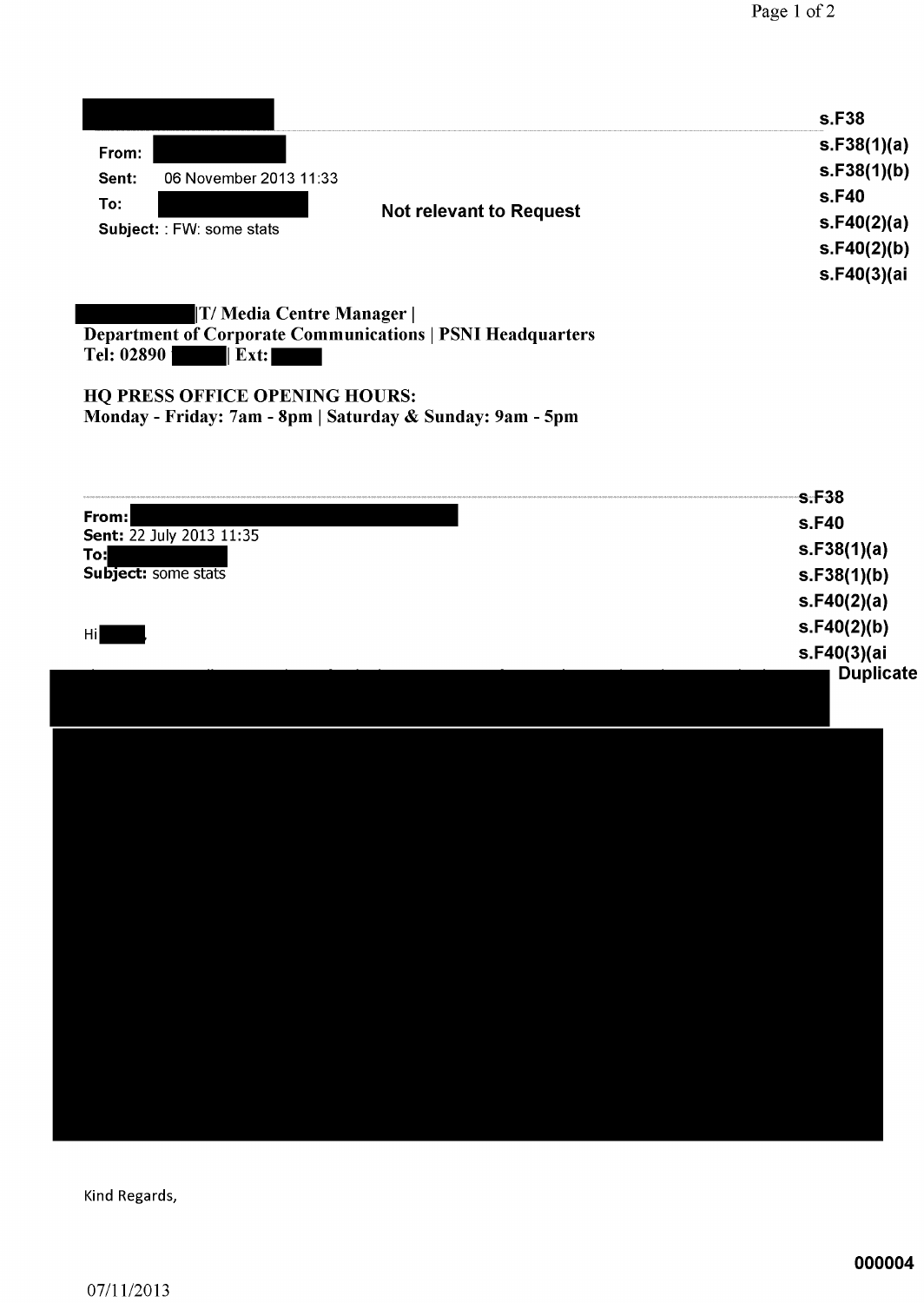s.F38
s.F38(1)(a)
s.F38(1)(b)
s.F40
s.F40(2)(a)
s.F40(2)(b)
s.F40(3)(ai

**From:**
**Sent:** 06 November 2013 11:33
**To:**
**Subject:** : FW: some stats

**Not relevant to Request**

**|T/ Media Centre Manager |**
**Department of Corporate Communications | PSNI Headquarters**
**Tel: 02890 | Ext:**

**HQ PRESS OFFICE OPENING HOURS:**
**Monday - Friday: 7am - 8pm | Saturday & Sunday: 9am - 5pm**

s.F38
s.F40
s.F38(1)(a)
s.F38(1)(b)
s.F40(2)(a)
s.F40(2)(b)
s.F40(3)(ai

**From:**
**Sent:** 22 July 2013 11:35
**To:**
**Subject:** some stats

Hi ,

**Duplicate**

Kind Regards,

**000004**

07/11/2013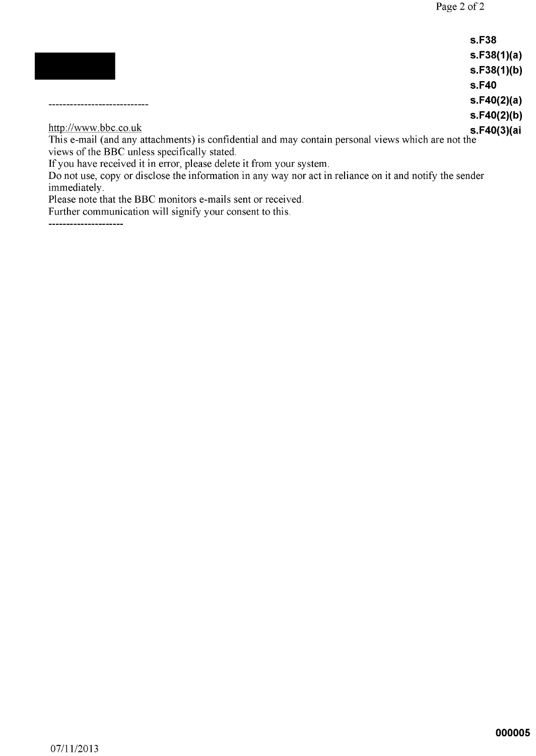s.F38
s.F38(1)(a)
s.F38(1)(b)
s.F40
s.F40(2)(a)
s.F40(2)(b)
s.F40(3)(ai

----------------------------

http://www.bbc.co.uk

This e-mail (and any attachments) is confidential and may contain personal views which are not the views of the BBC unless specifically stated.

If you have received it in error, please delete it from your system.

Do not use, copy or disclose the information in any way nor act in reliance on it and notify the sender immediately.

Please note that the BBC monitors e-mails sent or received.

Further communication will signify your consent to this.

---------------------

000005

07/11/2013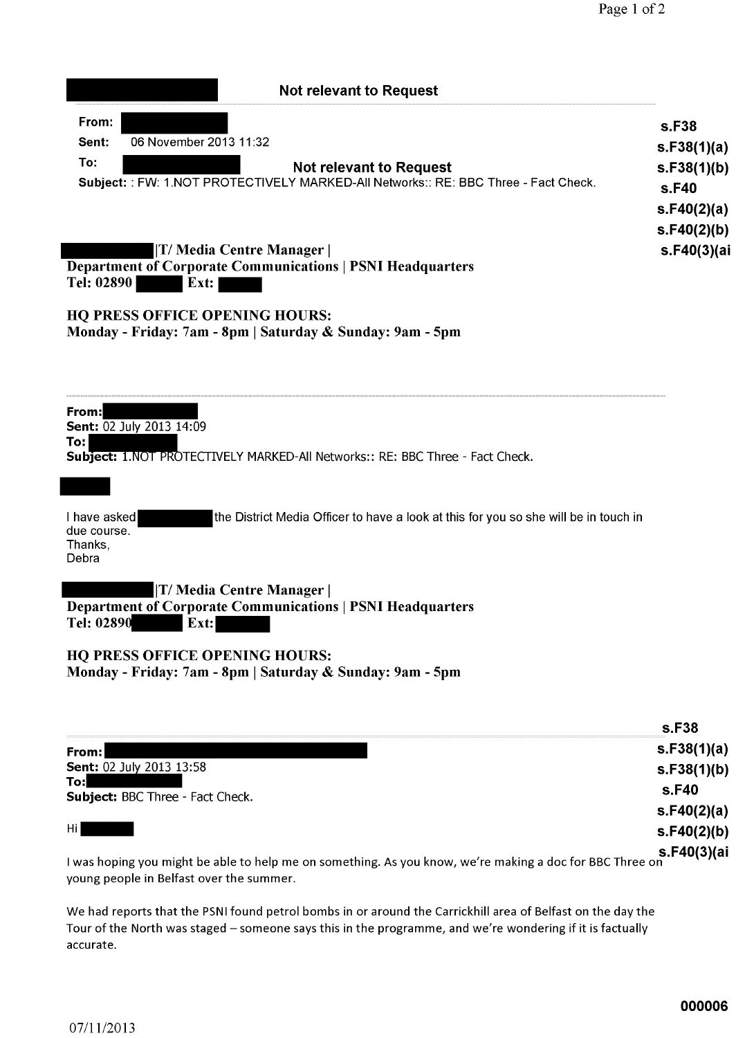**Not relevant to Request**

**From:**
**Sent:** 06 November 2013 11:32
**To:** **Not relevant to Request**
**Subject:** : FW: 1.NOT PROTECTIVELY MARKED-All Networks:: RE: BBC Three - Fact Check.

s.F38
s.F38(1)(a)
s.F38(1)(b)
s.F40
s.F40(2)(a)
s.F40(2)(b)
s.F40(3)(ai

**|T/ Media Centre Manager |**
**Department of Corporate Communications | PSNI Headquarters**
**Tel: 02890 Ext:**

**HQ PRESS OFFICE OPENING HOURS:**
**Monday - Friday: 7am - 8pm | Saturday & Sunday: 9am - 5pm**

---

**From:**
**Sent:** 02 July 2013 14:09
**To:**
**Subject:** 1.NOT PROTECTIVELY MARKED-All Networks:: RE: BBC Three - Fact Check.

I have asked the District Media Officer to have a look at this for you so she will be in touch in due course.
Thanks,
Debra

**|T/ Media Centre Manager |**
**Department of Corporate Communications | PSNI Headquarters**
**Tel: 02890 Ext:**

**HQ PRESS OFFICE OPENING HOURS:**
**Monday - Friday: 7am - 8pm | Saturday & Sunday: 9am - 5pm**

---

s.F38
s.F38(1)(a)
s.F38(1)(b)
s.F40
s.F40(2)(a)
s.F40(2)(b)
s.F40(3)(ai

**From:**
**Sent:** 02 July 2013 13:58
**To:**
**Subject:** BBC Three - Fact Check.

Hi

I was hoping you might be able to help me on something. As you know, we're making a doc for BBC Three on young people in Belfast over the summer.

We had reports that the PSNI found petrol bombs in or around the Carrickhill area of Belfast on the day the Tour of the North was staged – someone says this in the programme, and we're wondering if it is factually accurate.

000006

07/11/2013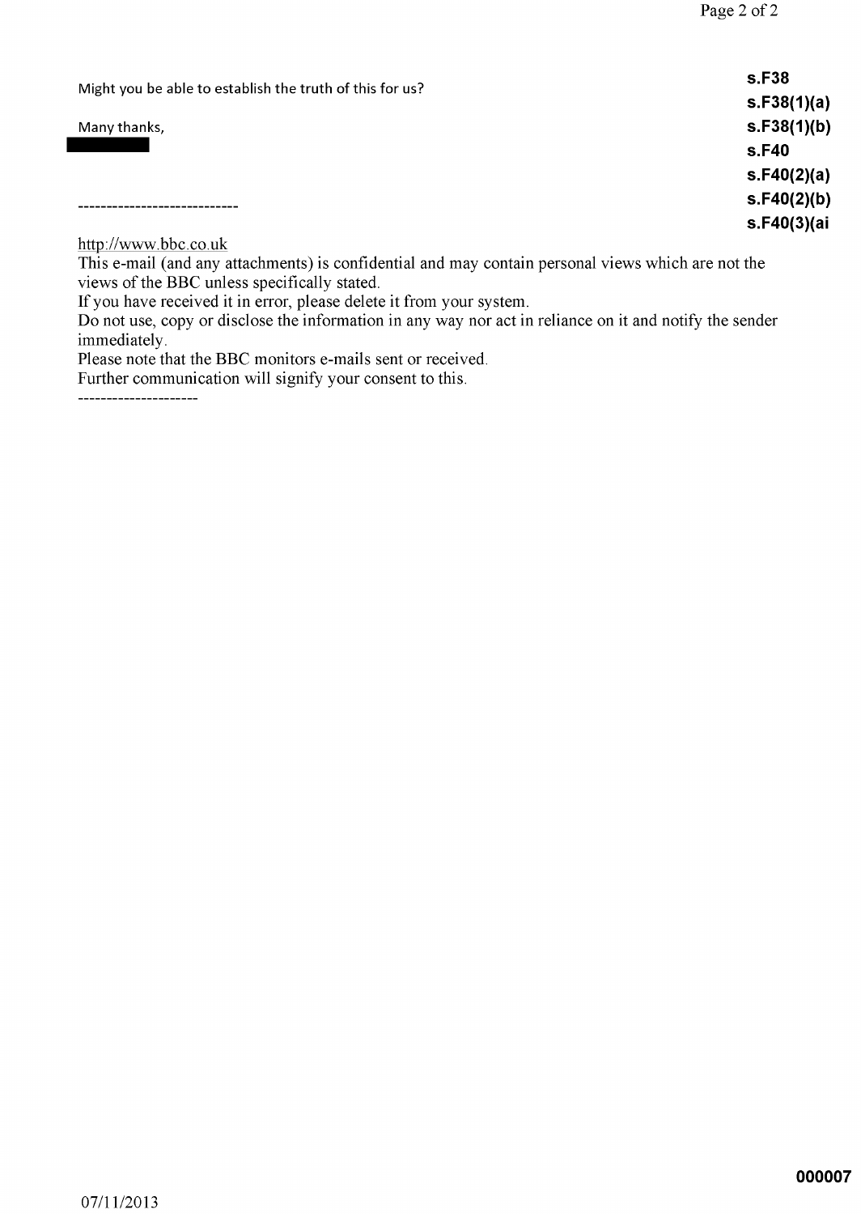Might you be able to establish the truth of this for us?

Many thanks,

████████

----------------------------

**s.F38**
**s.F38(1)(a)**
**s.F38(1)(b)**
**s.F40**
**s.F40(2)(a)**
**s.F40(2)(b)**
**s.F40(3)(ai**

http://www.bbc.co.uk

This e-mail (and any attachments) is confidential and may contain personal views which are not the views of the BBC unless specifically stated.

If you have received it in error, please delete it from your system.

Do not use, copy or disclose the information in any way nor act in reliance on it and notify the sender immediately.

Please note that the BBC monitors e-mails sent or received.

Further communication will signify your consent to this.

---------------------

**000007**

07/11/2013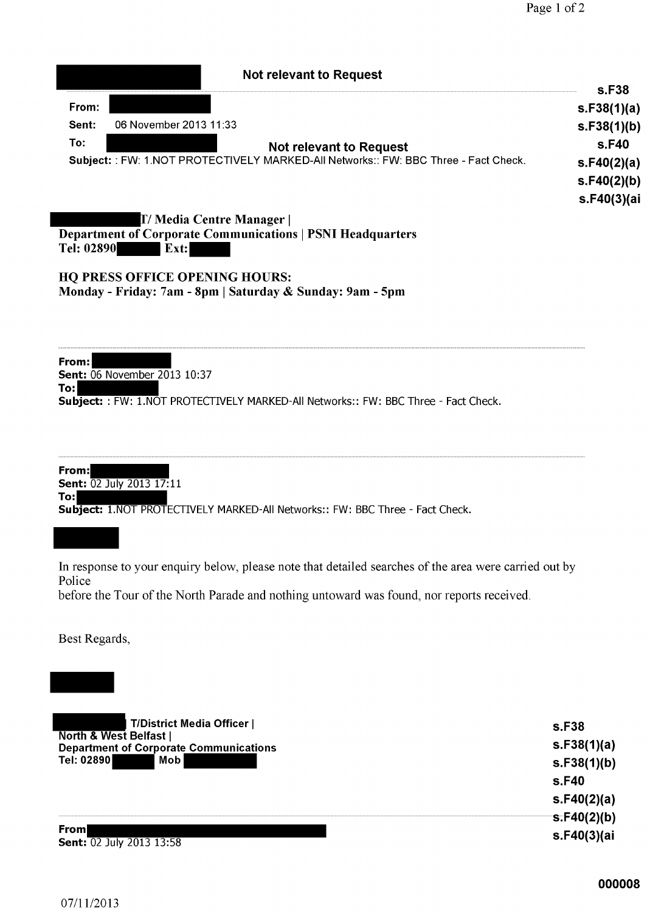Not relevant to Request

s.F38
s.F38(1)(a)
s.F38(1)(b)
s.F40
s.F40(2)(a)
s.F40(2)(b)
s.F40(3)(ai

**From:**
**Sent:** 06 November 2013 11:33
**To:** Not relevant to Request
**Subject:** : FW: 1.NOT PROTECTIVELY MARKED-All Networks:: FW: BBC Three - Fact Check.

**T/ Media Centre Manager |**
**Department of Corporate Communications | PSNI Headquarters**
**Tel: 02890 Ext:**

**HQ PRESS OFFICE OPENING HOURS:**
**Monday - Friday: 7am - 8pm | Saturday & Sunday: 9am - 5pm**

---

**From:**
**Sent:** 06 November 2013 10:37
**To:**
**Subject:** : FW: 1.NOT PROTECTIVELY MARKED-All Networks:: FW: BBC Three - Fact Check.

---

**From:**
**Sent:** 02 July 2013 17:11
**To:**
**Subject:** 1.NOT PROTECTIVELY MARKED-All Networks:: FW: BBC Three - Fact Check.

In response to your enquiry below, please note that detailed searches of the area were carried out by Police
before the Tour of the North Parade and nothing untoward was found, nor reports received.

Best Regards,

**T/District Media Officer |**
**North & West Belfast |**
**Department of Corporate Communications**
**Tel: 02890 Mob**

s.F38
s.F38(1)(a)
s.F38(1)(b)
s.F40
s.F40(2)(a)
s.F40(2)(b)
s.F40(3)(ai

---

**From**
**Sent:** 02 July 2013 13:58

000008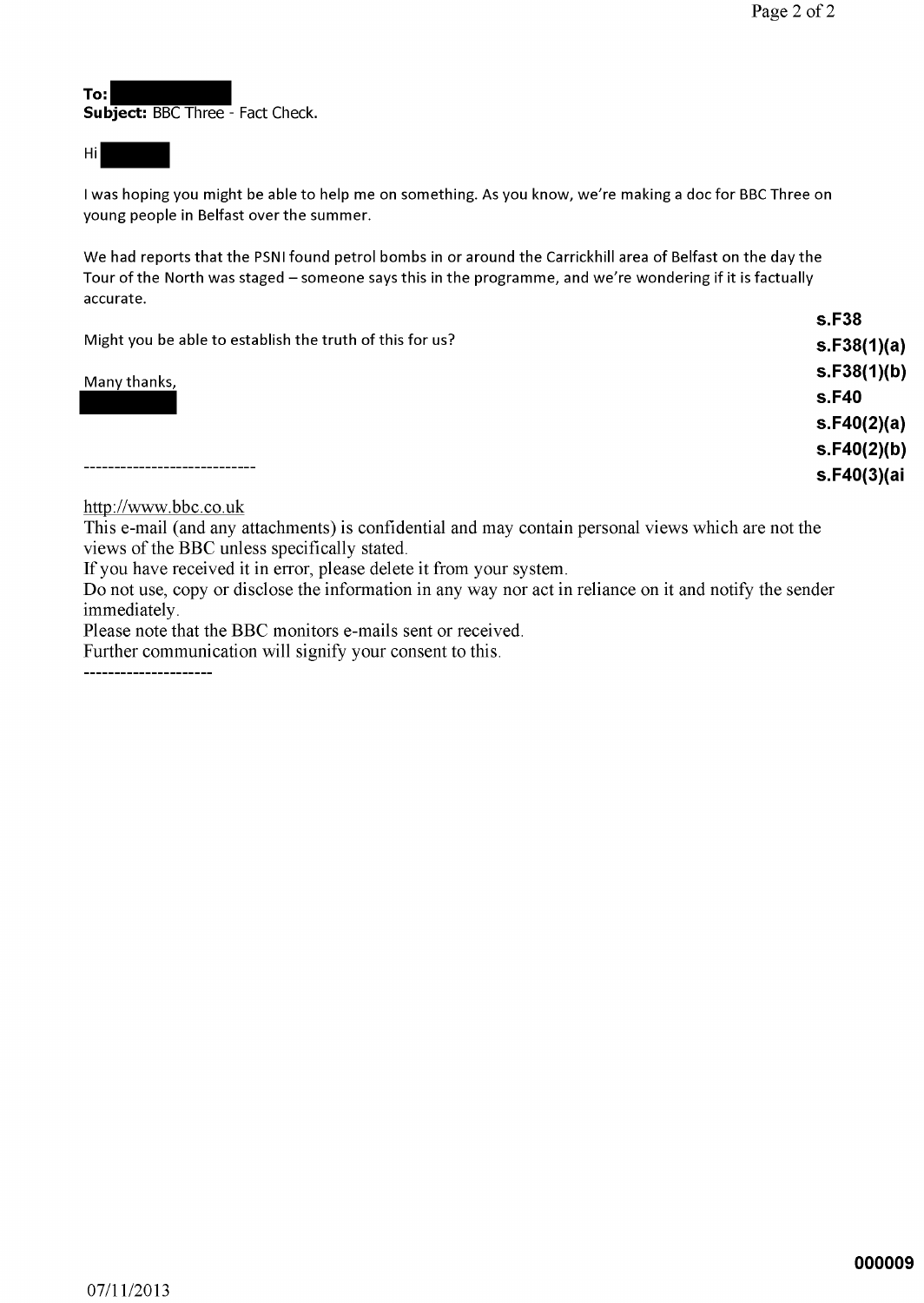**To:** 
**Subject:** BBC Three - Fact Check.

Hi 

I was hoping you might be able to help me on something. As you know, we're making a doc for BBC Three on young people in Belfast over the summer.

We had reports that the PSNI found petrol bombs in or around the Carrickhill area of Belfast on the day the Tour of the North was staged – someone says this in the programme, and we're wondering if it is factually accurate.

Might you be able to establish the truth of this for us?

Many thanks,

**s.F38**
**s.F38(1)(a)**
**s.F38(1)(b)**
**s.F40**
**s.F40(2)(a)**
**s.F40(2)(b)**
**s.F40(3)(ai**

----------------------------

http://www.bbc.co.uk
This e-mail (and any attachments) is confidential and may contain personal views which are not the views of the BBC unless specifically stated.
If you have received it in error, please delete it from your system.
Do not use, copy or disclose the information in any way nor act in reliance on it and notify the sender immediately.
Please note that the BBC monitors e-mails sent or received.
Further communication will signify your consent to this.

---------------------

**000009**

07/11/2013